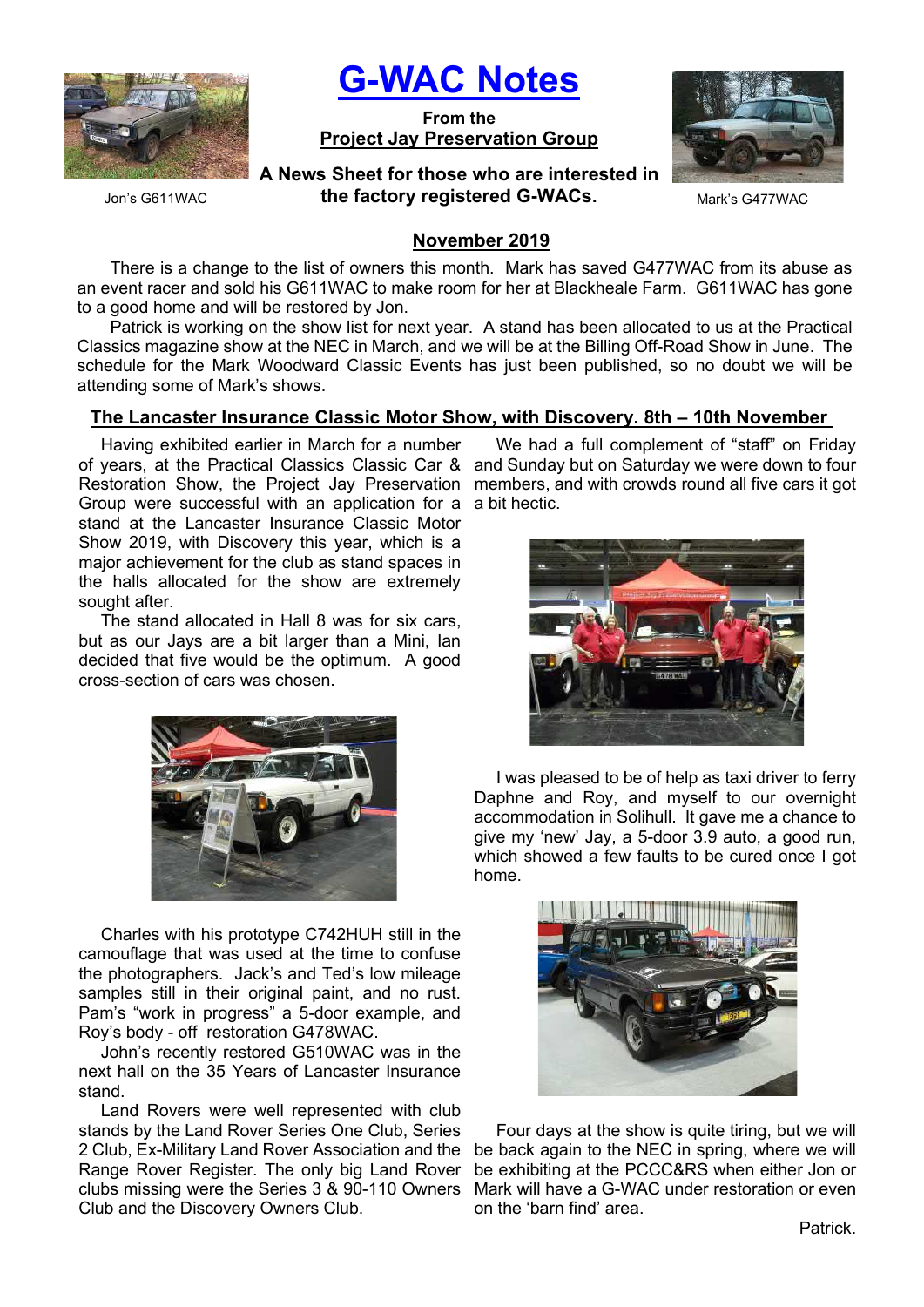Jon's G611WAC

# G-WAC Notes

**From the**
**Project Jay Preservation Group**

**A News Sheet for those who are interested in the factory registered G-WACs.**

Mark's G477WAC

## November 2019

There is a change to the list of owners this month. Mark has saved G477WAC from its abuse as an event racer and sold his G611WAC to make room for her at Blackheale Farm. G611WAC has gone to a good home and will be restored by Jon.

Patrick is working on the show list for next year. A stand has been allocated to us at the Practical Classics magazine show at the NEC in March, and we will be at the Billing Off-Road Show in June. The schedule for the Mark Woodward Classic Events has just been published, so no doubt we will be attending some of Mark's shows.

### The Lancaster Insurance Classic Motor Show, with Discovery. 8th – 10th November

Having exhibited earlier in March for a number of years, at the Practical Classics Classic Car & Restoration Show, the Project Jay Preservation Group were successful with an application for a stand at the Lancaster Insurance Classic Motor Show 2019, with Discovery this year, which is a major achievement for the club as stand spaces in the halls allocated for the show are extremely sought after.

The stand allocated in Hall 8 was for six cars, but as our Jays are a bit larger than a Mini, Ian decided that five would be the optimum. A good cross-section of cars was chosen.

Charles with his prototype C742HUH still in the camouflage that was used at the time to confuse the photographers. Jack's and Ted's low mileage samples still in their original paint, and no rust. Pam's "work in progress" a 5-door example, and Roy's body - off restoration G478WAC.

John's recently restored G510WAC was in the next hall on the 35 Years of Lancaster Insurance stand.

Land Rovers were well represented with club stands by the Land Rover Series One Club, Series 2 Club, Ex-Military Land Rover Association and the Range Rover Register. The only big Land Rover clubs missing were the Series 3 & 90-110 Owners Club and the Discovery Owners Club.

We had a full complement of "staff" on Friday and Sunday but on Saturday we were down to four members, and with crowds round all five cars it got a bit hectic.

I was pleased to be of help as taxi driver to ferry Daphne and Roy, and myself to our overnight accommodation in Solihull. It gave me a chance to give my 'new' Jay, a 5-door 3.9 auto, a good run, which showed a few faults to be cured once I got home.

Four days at the show is quite tiring, but we will be back again to the NEC in spring, where we will be exhibiting at the PCCC&RS when either Jon or Mark will have a G-WAC under restoration or even on the 'barn find' area.

Patrick.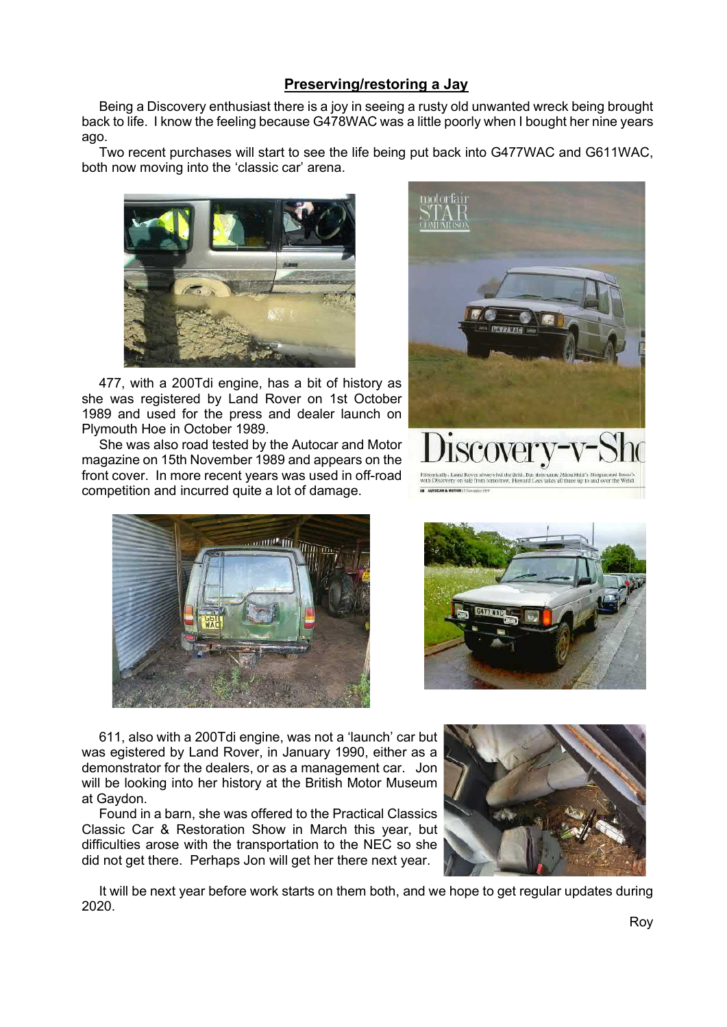## Preserving/restoring a Jay

Being a Discovery enthusiast there is a joy in seeing a rusty old unwanted wreck being brought back to life. I know the feeling because G478WAC was a little poorly when I bought her nine years ago.

Two recent purchases will start to see the life being put back into G477WAC and G611WAC, both now moving into the 'classic car' arena.

477, with a 200Tdi engine, has a bit of history as she was registered by Land Rover on 1st October 1989 and used for the press and dealer launch on Plymouth Hoe in October 1989.

She was also road tested by the Autocar and Motor magazine on 15th November 1989 and appears on the front cover. In more recent years was used in off-road competition and incurred quite a lot of damage.

611, also with a 200Tdi engine, was not a 'launch' car but was egistered by Land Rover, in January 1990, either as a demonstrator for the dealers, or as a management car. Jon will be looking into her history at the British Motor Museum at Gaydon.

Found in a barn, she was offered to the Practical Classics Classic Car & Restoration Show in March this year, but difficulties arose with the transportation to the NEC so she did not get there. Perhaps Jon will get her there next year.

It will be next year before work starts on them both, and we hope to get regular updates during 2020.

Roy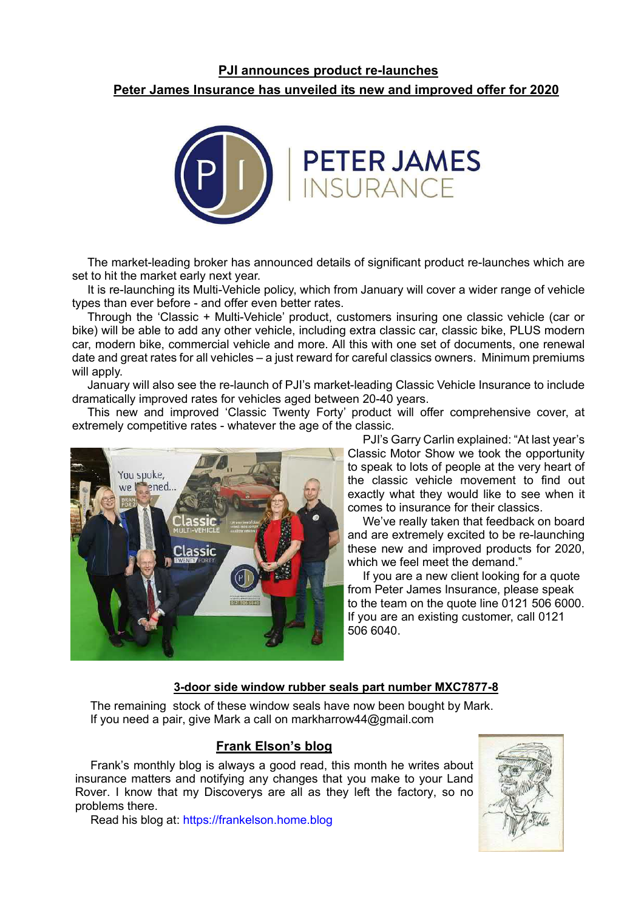## PJI announces product re-launches

## Peter James Insurance has unveiled its new and improved offer for 2020

The market-leading broker has announced details of significant product re-launches which are set to hit the market early next year.

It is re-launching its Multi-Vehicle policy, which from January will cover a wider range of vehicle types than ever before - and offer even better rates.

Through the 'Classic + Multi-Vehicle' product, customers insuring one classic vehicle (car or bike) will be able to add any other vehicle, including extra classic car, classic bike, PLUS modern car, modern bike, commercial vehicle and more. All this with one set of documents, one renewal date and great rates for all vehicles – a just reward for careful classics owners. Minimum premiums will apply.

January will also see the re-launch of PJI's market-leading Classic Vehicle Insurance to include dramatically improved rates for vehicles aged between 20-40 years.

This new and improved 'Classic Twenty Forty' product will offer comprehensive cover, at extremely competitive rates - whatever the age of the classic.

PJI's Garry Carlin explained: "At last year's Classic Motor Show we took the opportunity to speak to lots of people at the very heart of the classic vehicle movement to find out exactly what they would like to see when it comes to insurance for their classics.

We've really taken that feedback on board and are extremely excited to be re-launching these new and improved products for 2020, which we feel meet the demand."

If you are a new client looking for a quote from Peter James Insurance, please speak to the team on the quote line 0121 506 6000. If you are an existing customer, call 0121 506 6040.

## 3-door side window rubber seals part number MXC7877-8

The remaining stock of these window seals have now been bought by Mark. If you need a pair, give Mark a call on markharrow44@gmail.com

## Frank Elson's blog

Frank's monthly blog is always a good read, this month he writes about insurance matters and notifying any changes that you make to your Land Rover. I know that my Discoverys are all as they left the factory, so no problems there.

Read his blog at: https://frankelson.home.blog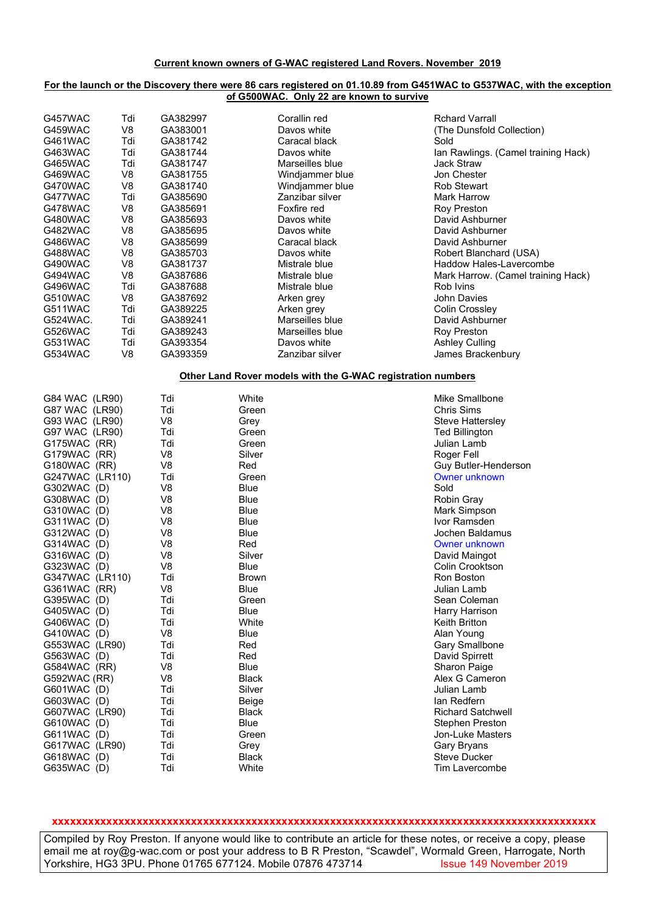**Current known owners of G-WAC registered Land Rovers. November 2019**

**For the launch or the Discovery there were 86 cars registered on 01.10.89 from G451WAC to G537WAC, with the exception of G500WAC. Only 22 are known to survive**

| | | | | |
|---|---|---|---|---|
| G457WAC | Tdi | GA382997 | Corallin red | Rchard Varrall |
| G459WAC | V8 | GA383001 | Davos white | (The Dunsfold Collection) |
| G461WAC | Tdi | GA381742 | Caracal black | Sold |
| G463WAC | Tdi | GA381744 | Davos white | Ian Rawlings. (Camel training Hack) |
| G465WAC | Tdi | GA381747 | Marseilles blue | Jack Straw |
| G469WAC | V8 | GA381755 | Windjammer blue | Jon Chester |
| G470WAC | V8 | GA381740 | Windjammer blue | Rob Stewart |
| G477WAC | Tdi | GA385690 | Zanzibar silver | Mark Harrow |
| G478WAC | V8 | GA385691 | Foxfire red | Roy Preston |
| G480WAC | V8 | GA385693 | Davos white | David Ashburner |
| G482WAC | V8 | GA385695 | Davos white | David Ashburner |
| G486WAC | V8 | GA385699 | Caracal black | David Ashburner |
| G488WAC | V8 | GA385703 | Davos white | Robert Blanchard (USA) |
| G490WAC | V8 | GA381737 | Mistrale blue | Haddow Hales-Lavercombe |
| G494WAC | V8 | GA387686 | Mistrale blue | Mark Harrow. (Camel training Hack) |
| G496WAC | Tdi | GA387688 | Mistrale blue | Rob Ivins |
| G510WAC | V8 | GA387692 | Arken grey | John Davies |
| G511WAC | Tdi | GA389225 | Arken grey | Colin Crossley |
| G524WAC. | Tdi | GA389241 | Marseilles blue | David Ashburner |
| G526WAC | Tdi | GA389243 | Marseilles blue | Roy Preston |
| G531WAC | Tdi | GA393354 | Davos white | Ashley Culling |
| G534WAC | V8 | GA393359 | Zanzibar silver | James Brackenbury |

**Other Land Rover models with the G-WAC registration numbers**

| | | | |
|---|---|---|---|
| G84 WAC (LR90) | Tdi | White | Mike Smallbone |
| G87 WAC (LR90) | Tdi | Green | Chris Sims |
| G93 WAC (LR90) | V8 | Grey | Steve Hattersley |
| G97 WAC (LR90) | Tdi | Green | Ted Billington |
| G175WAC (RR) | Tdi | Green | Julian Lamb |
| G179WAC (RR) | V8 | Silver | Roger Fell |
| G180WAC (RR) | V8 | Red | Guy Butler-Henderson |
| G247WAC (LR110) | Tdi | Green | Owner unknown |
| G302WAC (D) | V8 | Blue | Sold |
| G308WAC (D) | V8 | Blue | Robin Gray |
| G310WAC (D) | V8 | Blue | Mark Simpson |
| G311WAC (D) | V8 | Blue | Ivor Ramsden |
| G312WAC (D) | V8 | Blue | Jochen Baldamus |
| G314WAC (D) | V8 | Red | Owner unknown |
| G316WAC (D) | V8 | Silver | David Maingot |
| G323WAC (D) | V8 | Blue | Colin Crooktson |
| G347WAC (LR110) | Tdi | Brown | Ron Boston |
| G361WAC (RR) | V8 | Blue | Julian Lamb |
| G395WAC (D) | Tdi | Green | Sean Coleman |
| G405WAC (D) | Tdi | Blue | Harry Harrison |
| G406WAC (D) | Tdi | White | Keith Britton |
| G410WAC (D) | V8 | Blue | Alan Young |
| G553WAC (LR90) | Tdi | Red | Gary Smallbone |
| G563WAC (D) | Tdi | Red | David Spirrett |
| G584WAC (RR) | V8 | Blue | Sharon Paige |
| G592WAC (RR) | V8 | Black | Alex G Cameron |
| G601WAC (D) | Tdi | Silver | Julian Lamb |
| G603WAC (D) | Tdi | Beige | Ian Redfern |
| G607WAC (LR90) | Tdi | Black | Richard Satchwell |
| G610WAC (D) | Tdi | Blue | Stephen Preston |
| G611WAC (D) | Tdi | Green | Jon-Luke Masters |
| G617WAC (LR90) | Tdi | Grey | Gary Bryans |
| G618WAC (D) | Tdi | Black | Steve Ducker |
| G635WAC (D) | Tdi | White | Tim Lavercombe |

xxxxxxxxxxxxxxxxxxxxxxxxxxxxxxxxxxxxxxxxxxxxxxxxxxxxxxxxxxxxxxxxxxxxxxxxxxxxxxxxxxxxxxxxxx

Compiled by Roy Preston. If anyone would like to contribute an article for these notes, or receive a copy, please email me at roy@g-wac.com or post your address to B R Preston, "Scawdel", Wormald Green, Harrogate, North Yorkshire, HG3 3PU. Phone 01765 677124. Mobile 07876 473714 Issue 149 November 2019